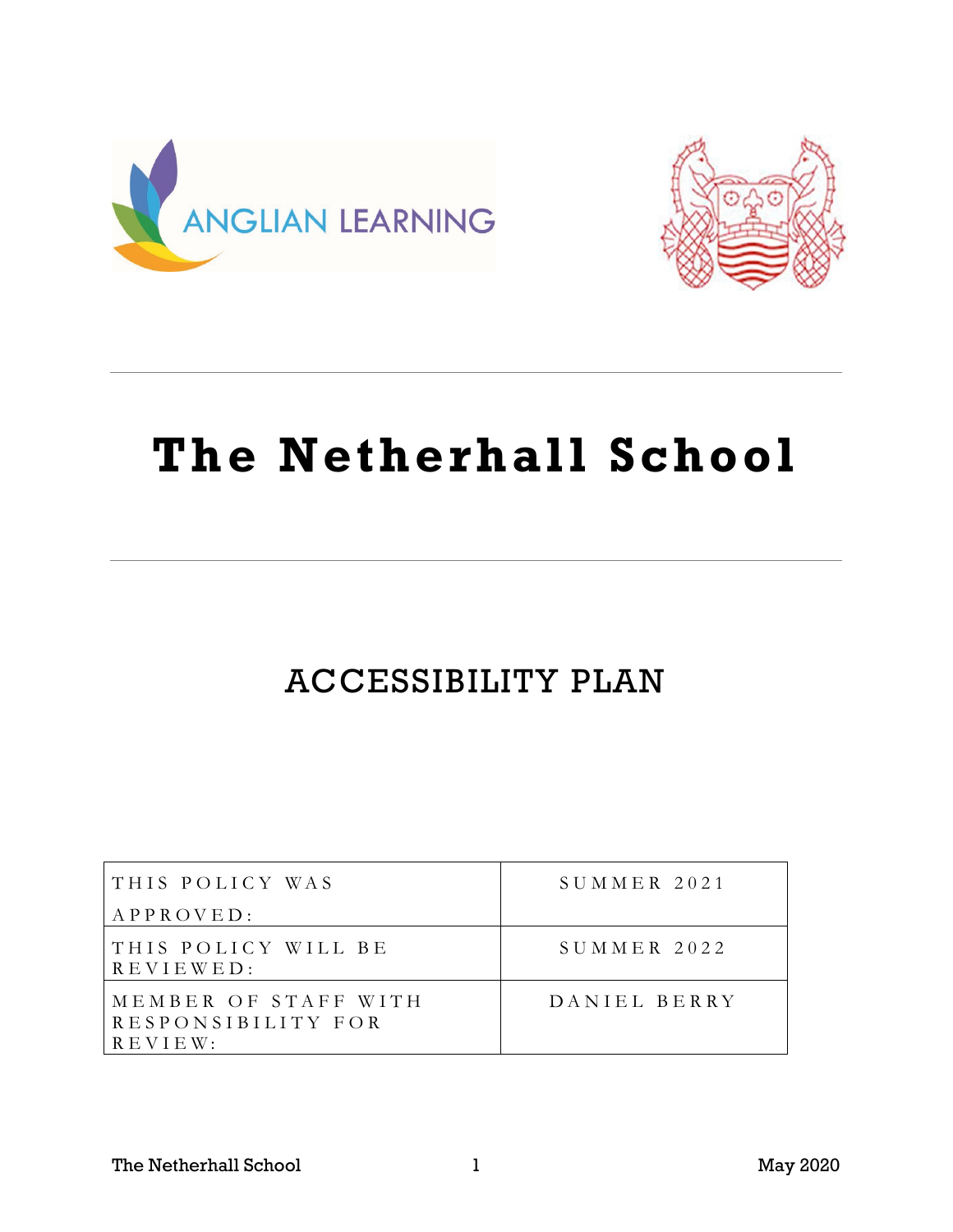ANGLIAN LEARNING

# The Netherhall School

## ACCESSIBILITY PLAN

| THIS POLICY WAS APPROVED: | SUMMER 2021 |
|---|---|
| THIS POLICY WILL BE REVIEWED: | SUMMER 2022 |
| MEMBER OF STAFF WITH RESPONSIBILITY FOR REVIEW: | DANIEL BERRY |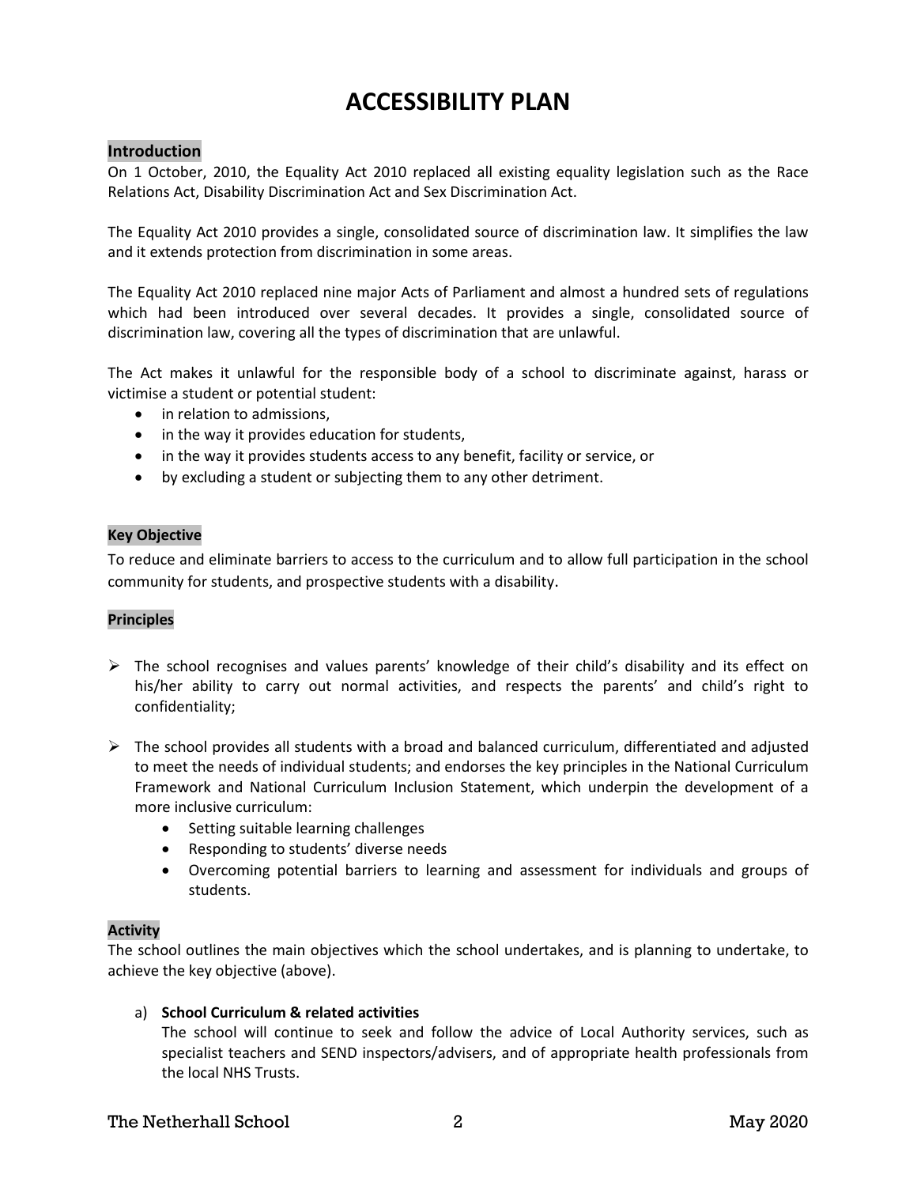# ACCESSIBILITY PLAN

## Introduction

On 1 October, 2010, the Equality Act 2010 replaced all existing equality legislation such as the Race Relations Act, Disability Discrimination Act and Sex Discrimination Act.

The Equality Act 2010 provides a single, consolidated source of discrimination law. It simplifies the law and it extends protection from discrimination in some areas.

The Equality Act 2010 replaced nine major Acts of Parliament and almost a hundred sets of regulations which had been introduced over several decades. It provides a single, consolidated source of discrimination law, covering all the types of discrimination that are unlawful.

The Act makes it unlawful for the responsible body of a school to discriminate against, harass or victimise a student or potential student:

- in relation to admissions,
- in the way it provides education for students,
- in the way it provides students access to any benefit, facility or service, or
- by excluding a student or subjecting them to any other detriment.

## Key Objective

To reduce and eliminate barriers to access to the curriculum and to allow full participation in the school community for students, and prospective students with a disability.

## Principles

- The school recognises and values parents' knowledge of their child's disability and its effect on his/her ability to carry out normal activities, and respects the parents' and child's right to confidentiality;

- The school provides all students with a broad and balanced curriculum, differentiated and adjusted to meet the needs of individual students; and endorses the key principles in the National Curriculum Framework and National Curriculum Inclusion Statement, which underpin the development of a more inclusive curriculum:
  - Setting suitable learning challenges
  - Responding to students' diverse needs
  - Overcoming potential barriers to learning and assessment for individuals and groups of students.

## Activity

The school outlines the main objectives which the school undertakes, and is planning to undertake, to achieve the key objective (above).

a) **School Curriculum & related activities**
   The school will continue to seek and follow the advice of Local Authority services, such as specialist teachers and SEND inspectors/advisers, and of appropriate health professionals from the local NHS Trusts.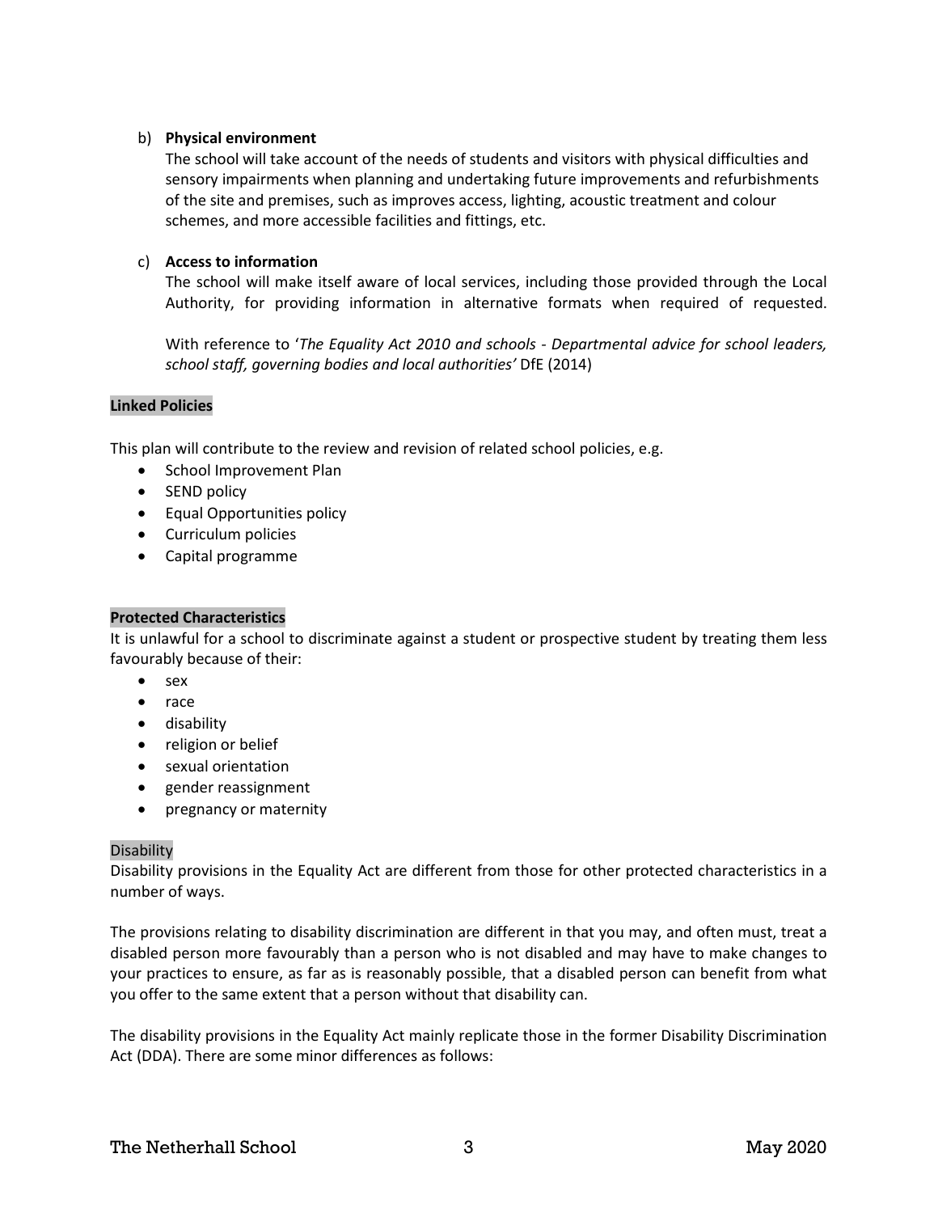b) **Physical environment**

The school will take account of the needs of students and visitors with physical difficulties and sensory impairments when planning and undertaking future improvements and refurbishments of the site and premises, such as improves access, lighting, acoustic treatment and colour schemes, and more accessible facilities and fittings, etc.

c) **Access to information**

The school will make itself aware of local services, including those provided through the Local Authority, for providing information in alternative formats when required of requested.

With reference to '*The Equality Act 2010 and schools - Departmental advice for school leaders, school staff, governing bodies and local authorities'* DfE (2014)

**Linked Policies**

This plan will contribute to the review and revision of related school policies, e.g.

- School Improvement Plan
- SEND policy
- Equal Opportunities policy
- Curriculum policies
- Capital programme

**Protected Characteristics**

It is unlawful for a school to discriminate against a student or prospective student by treating them less favourably because of their:

- sex
- race
- disability
- religion or belief
- sexual orientation
- gender reassignment
- pregnancy or maternity

Disability

Disability provisions in the Equality Act are different from those for other protected characteristics in a number of ways.

The provisions relating to disability discrimination are different in that you may, and often must, treat a disabled person more favourably than a person who is not disabled and may have to make changes to your practices to ensure, as far as is reasonably possible, that a disabled person can benefit from what you offer to the same extent that a person without that disability can.

The disability provisions in the Equality Act mainly replicate those in the former Disability Discrimination Act (DDA). There are some minor differences as follows: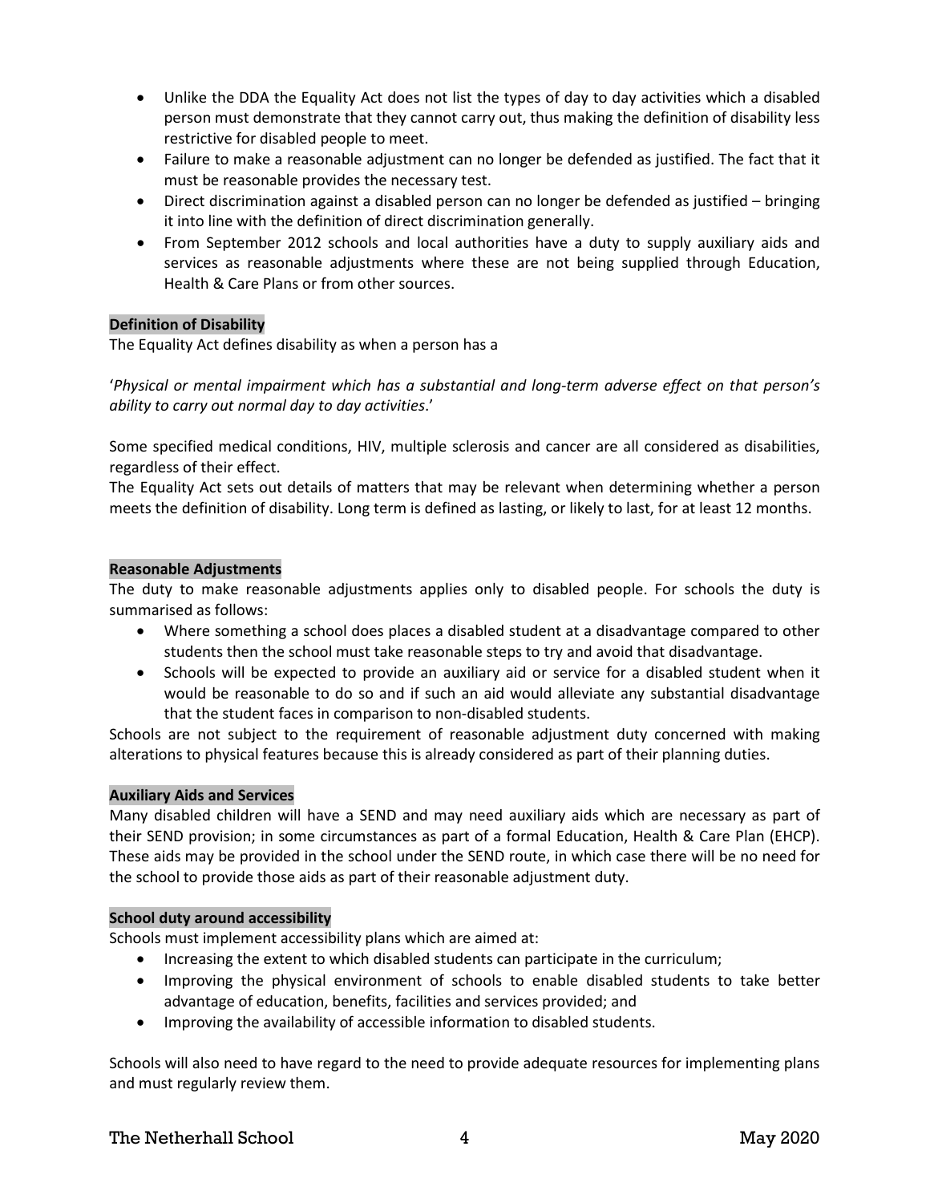- Unlike the DDA the Equality Act does not list the types of day to day activities which a disabled person must demonstrate that they cannot carry out, thus making the definition of disability less restrictive for disabled people to meet.
- Failure to make a reasonable adjustment can no longer be defended as justified. The fact that it must be reasonable provides the necessary test.
- Direct discrimination against a disabled person can no longer be defended as justified – bringing it into line with the definition of direct discrimination generally.
- From September 2012 schools and local authorities have a duty to supply auxiliary aids and services as reasonable adjustments where these are not being supplied through Education, Health & Care Plans or from other sources.

**Definition of Disability**

The Equality Act defines disability as when a person has a

'*Physical or mental impairment which has a substantial and long-term adverse effect on that person's ability to carry out normal day to day activities*.'

Some specified medical conditions, HIV, multiple sclerosis and cancer are all considered as disabilities, regardless of their effect.

The Equality Act sets out details of matters that may be relevant when determining whether a person meets the definition of disability. Long term is defined as lasting, or likely to last, for at least 12 months.

**Reasonable Adjustments**

The duty to make reasonable adjustments applies only to disabled people. For schools the duty is summarised as follows:

- Where something a school does places a disabled student at a disadvantage compared to other students then the school must take reasonable steps to try and avoid that disadvantage.
- Schools will be expected to provide an auxiliary aid or service for a disabled student when it would be reasonable to do so and if such an aid would alleviate any substantial disadvantage that the student faces in comparison to non-disabled students.

Schools are not subject to the requirement of reasonable adjustment duty concerned with making alterations to physical features because this is already considered as part of their planning duties.

**Auxiliary Aids and Services**

Many disabled children will have a SEND and may need auxiliary aids which are necessary as part of their SEND provision; in some circumstances as part of a formal Education, Health & Care Plan (EHCP). These aids may be provided in the school under the SEND route, in which case there will be no need for the school to provide those aids as part of their reasonable adjustment duty.

**School duty around accessibility**

Schools must implement accessibility plans which are aimed at:

- Increasing the extent to which disabled students can participate in the curriculum;
- Improving the physical environment of schools to enable disabled students to take better advantage of education, benefits, facilities and services provided; and
- Improving the availability of accessible information to disabled students.

Schools will also need to have regard to the need to provide adequate resources for implementing plans and must regularly review them.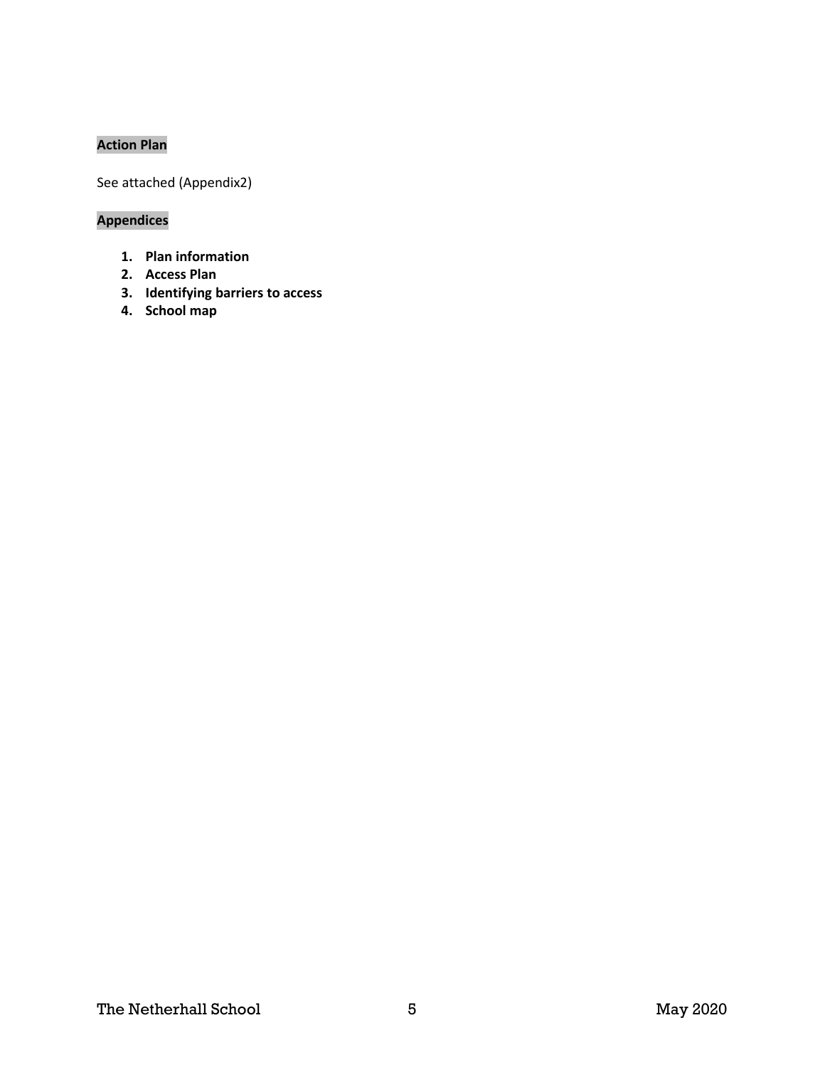**Action Plan**

See attached (Appendix2)

**Appendices**

1. **Plan information**
2. **Access Plan**
3. **Identifying barriers to access**
4. **School map**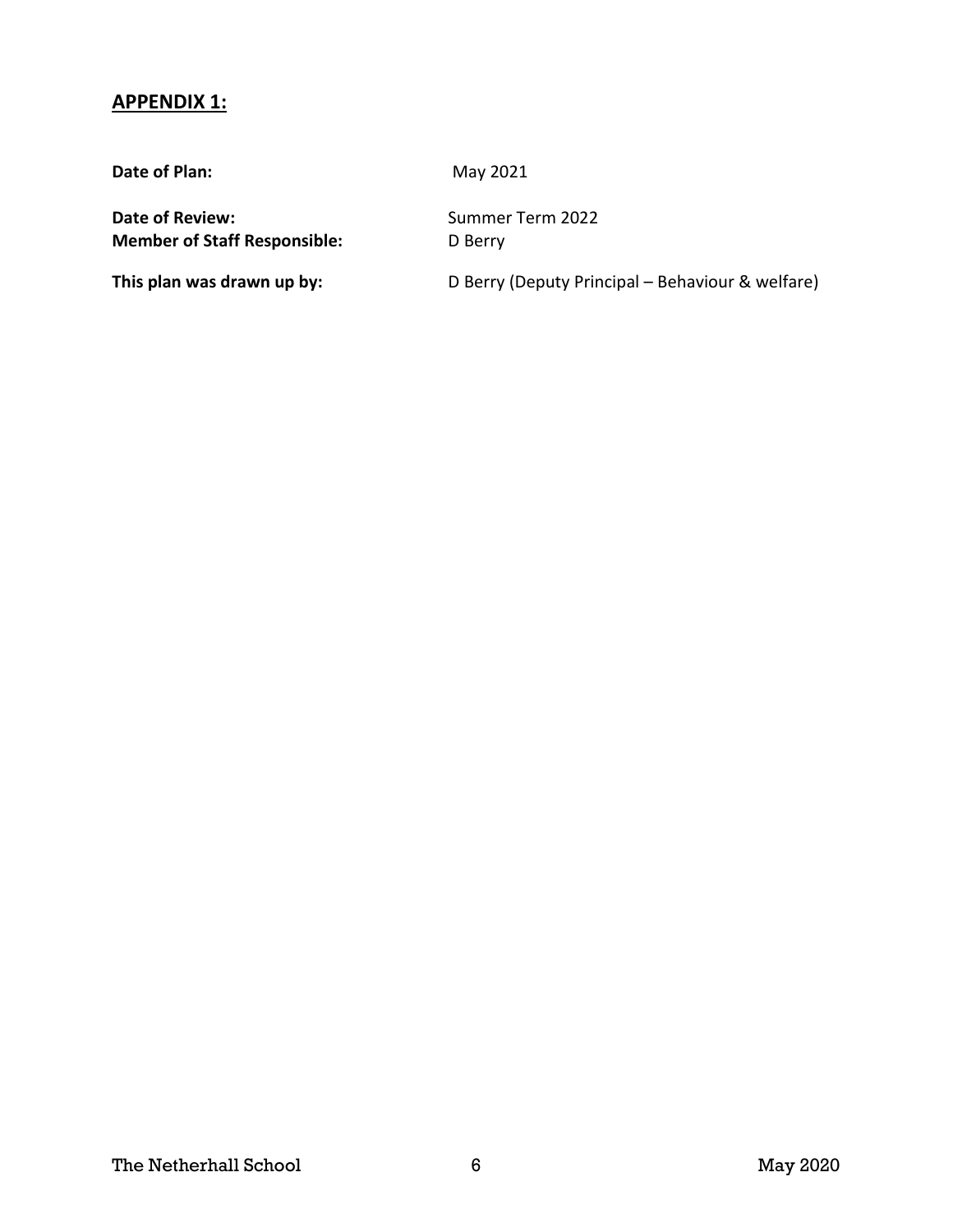## APPENDIX 1:

| | |
|---|---|
| **Date of Plan:** | May 2021 |
| **Date of Review:** | Summer Term 2022 |
| **Member of Staff Responsible:** | D Berry |
| **This plan was drawn up by:** | D Berry (Deputy Principal – Behaviour & welfare) |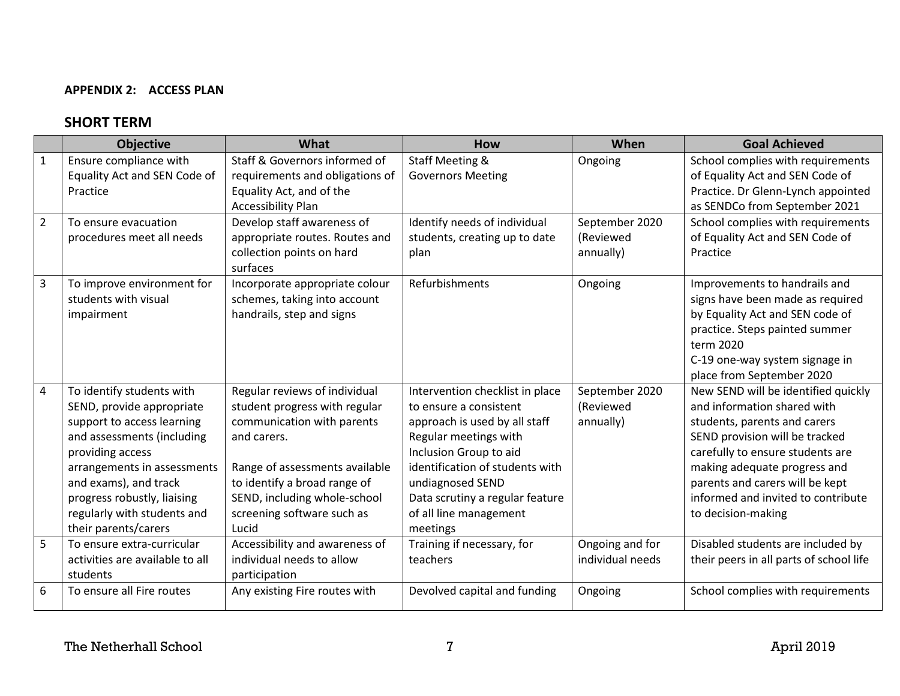**APPENDIX 2: ACCESS PLAN**

## SHORT TERM

| | Objective | What | How | When | Goal Achieved |
|---|---|---|---|---|---|
| 1 | Ensure compliance with Equality Act and SEN Code of Practice | Staff & Governors informed of requirements and obligations of Equality Act, and of the Accessibility Plan | Staff Meeting & Governors Meeting | Ongoing | School complies with requirements of Equality Act and SEN Code of Practice. Dr Glenn-Lynch appointed as SENDCo from September 2021 |
| 2 | To ensure evacuation procedures meet all needs | Develop staff awareness of appropriate routes. Routes and collection points on hard surfaces | Identify needs of individual students, creating up to date plan | September 2020 (Reviewed annually) | School complies with requirements of Equality Act and SEN Code of Practice |
| 3 | To improve environment for students with visual impairment | Incorporate appropriate colour schemes, taking into account handrails, step and signs | Refurbishments | Ongoing | Improvements to handrails and signs have been made as required by Equality Act and SEN code of practice. Steps painted summer term 2020<br>C-19 one-way system signage in place from September 2020 |
| 4 | To identify students with SEND, provide appropriate support to access learning and assessments (including providing access arrangements in assessments and exams), and track progress robustly, liaising regularly with students and their parents/carers | Regular reviews of individual student progress with regular communication with parents and carers.<br><br>Range of assessments available to identify a broad range of SEND, including whole-school screening software such as Lucid | Intervention checklist in place to ensure a consistent approach is used by all staff<br>Regular meetings with Inclusion Group to aid identification of students with undiagnosed SEND<br>Data scrutiny a regular feature of all line management meetings | September 2020 (Reviewed annually) | New SEND will be identified quickly and information shared with students, parents and carers<br>SEND provision will be tracked carefully to ensure students are making adequate progress and parents and carers will be kept informed and invited to contribute to decision-making |
| 5 | To ensure extra-curricular activities are available to all students | Accessibility and awareness of individual needs to allow participation | Training if necessary, for teachers | Ongoing and for individual needs | Disabled students are included by their peers in all parts of school life |
| 6 | To ensure all Fire routes | Any existing Fire routes with | Devolved capital and funding | Ongoing | School complies with requirements |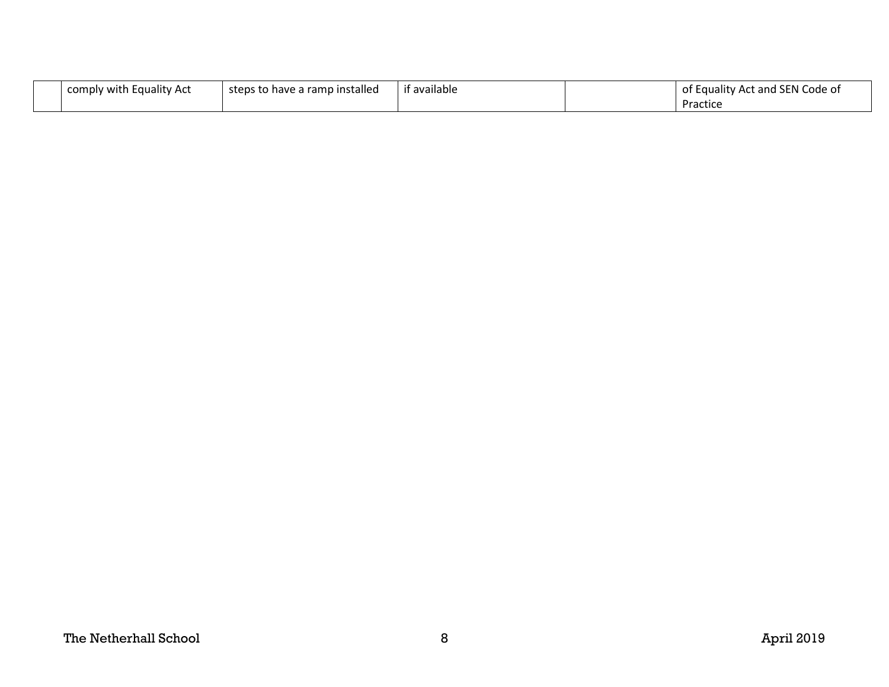| | | | | | |
|---|---|---|---|---|---|
| | comply with Equality Act | steps to have a ramp installed | if available | | of Equality Act and SEN Code of Practice |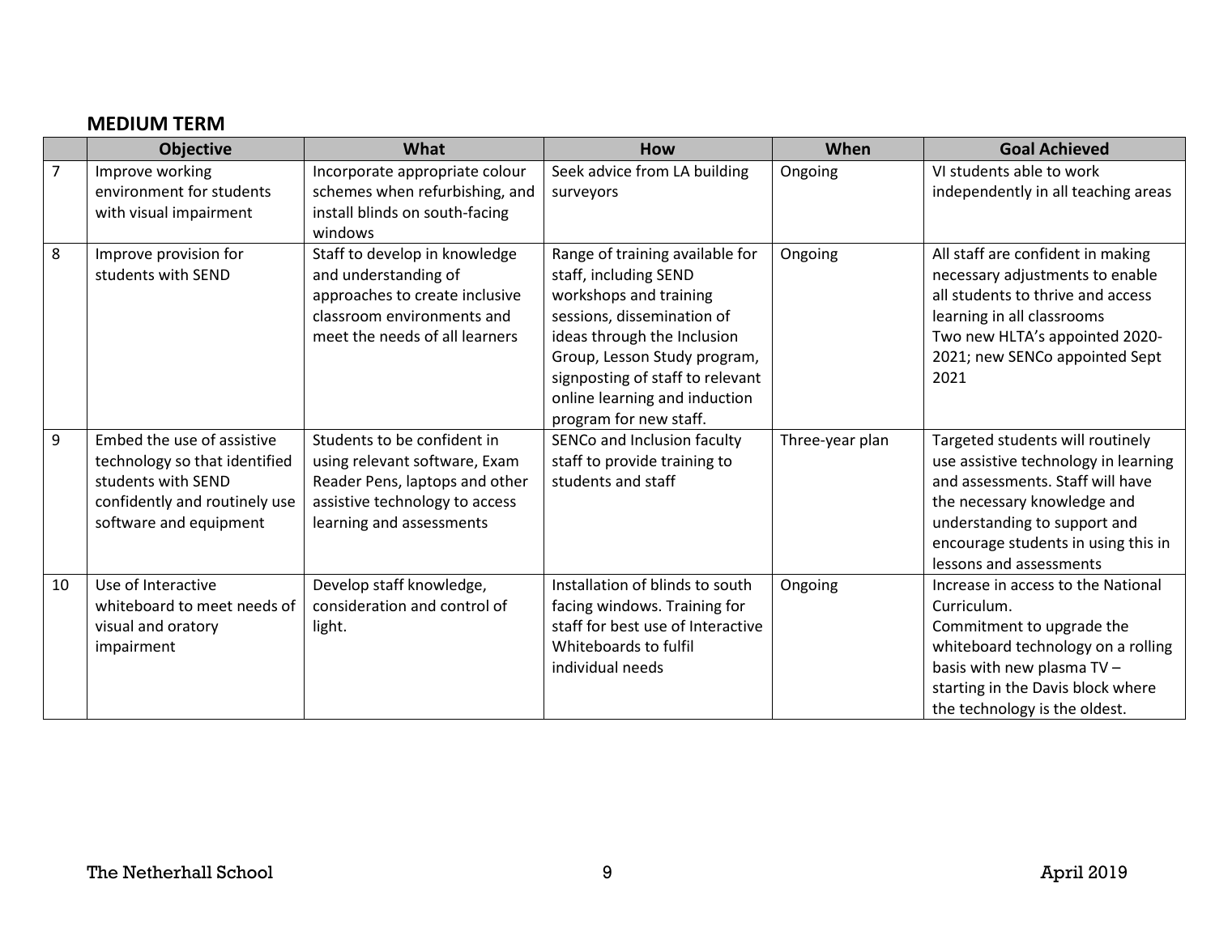## MEDIUM TERM

| | Objective | What | How | When | Goal Achieved |
|---|---|---|---|---|---|
| 7 | Improve working environment for students with visual impairment | Incorporate appropriate colour schemes when refurbishing, and install blinds on south-facing windows | Seek advice from LA building surveyors | Ongoing | VI students able to work independently in all teaching areas |
| 8 | Improve provision for students with SEND | Staff to develop in knowledge and understanding of approaches to create inclusive classroom environments and meet the needs of all learners | Range of training available for staff, including SEND workshops and training sessions, dissemination of ideas through the Inclusion Group, Lesson Study program, signposting of staff to relevant online learning and induction program for new staff. | Ongoing | All staff are confident in making necessary adjustments to enable all students to thrive and access learning in all classrooms<br>Two new HLTA's appointed 2020-2021; new SENCo appointed Sept 2021 |
| 9 | Embed the use of assistive technology so that identified students with SEND confidently and routinely use software and equipment | Students to be confident in using relevant software, Exam Reader Pens, laptops and other assistive technology to access learning and assessments | SENCo and Inclusion faculty staff to provide training to students and staff | Three-year plan | Targeted students will routinely use assistive technology in learning and assessments. Staff will have the necessary knowledge and understanding to support and encourage students in using this in lessons and assessments |
| 10 | Use of Interactive whiteboard to meet needs of visual and oratory impairment | Develop staff knowledge, consideration and control of light. | Installation of blinds to south facing windows. Training for staff for best use of Interactive Whiteboards to fulfil individual needs | Ongoing | Increase in access to the National Curriculum.<br>Commitment to upgrade the whiteboard technology on a rolling basis with new plasma TV – starting in the Davis block where the technology is the oldest. |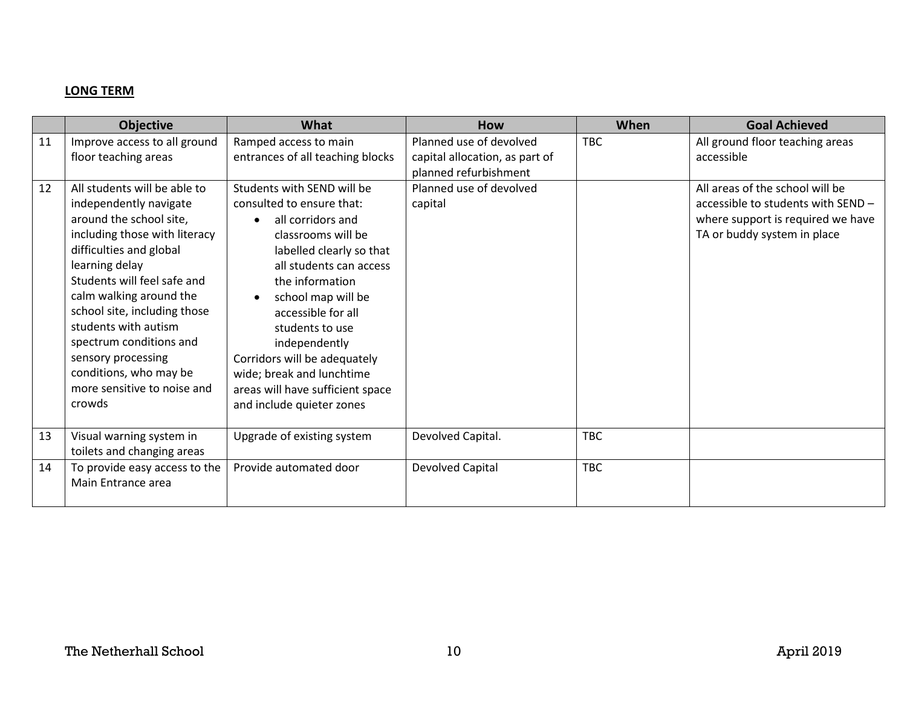**LONG TERM**

| | Objective | What | How | When | Goal Achieved |
|---|---|---|---|---|---|
| 11 | Improve access to all ground floor teaching areas | Ramped access to main entrances of all teaching blocks | Planned use of devolved capital allocation, as part of planned refurbishment | TBC | All ground floor teaching areas accessible |
| 12 | All students will be able to independently navigate around the school site, including those with literacy difficulties and global learning delay<br>Students will feel safe and calm walking around the school site, including those students with autism spectrum conditions and sensory processing conditions, who may be more sensitive to noise and crowds | Students with SEND will be consulted to ensure that:<br>• all corridors and classrooms will be labelled clearly so that all students can access the information<br>• school map will be accessible for all students to use independently<br>Corridors will be adequately wide; break and lunchtime areas will have sufficient space and include quieter zones | Planned use of devolved capital | | All areas of the school will be accessible to students with SEND – where support is required we have TA or buddy system in place |
| 13 | Visual warning system in toilets and changing areas | Upgrade of existing system | Devolved Capital. | TBC | |
| 14 | To provide easy access to the Main Entrance area | Provide automated door | Devolved Capital | TBC | |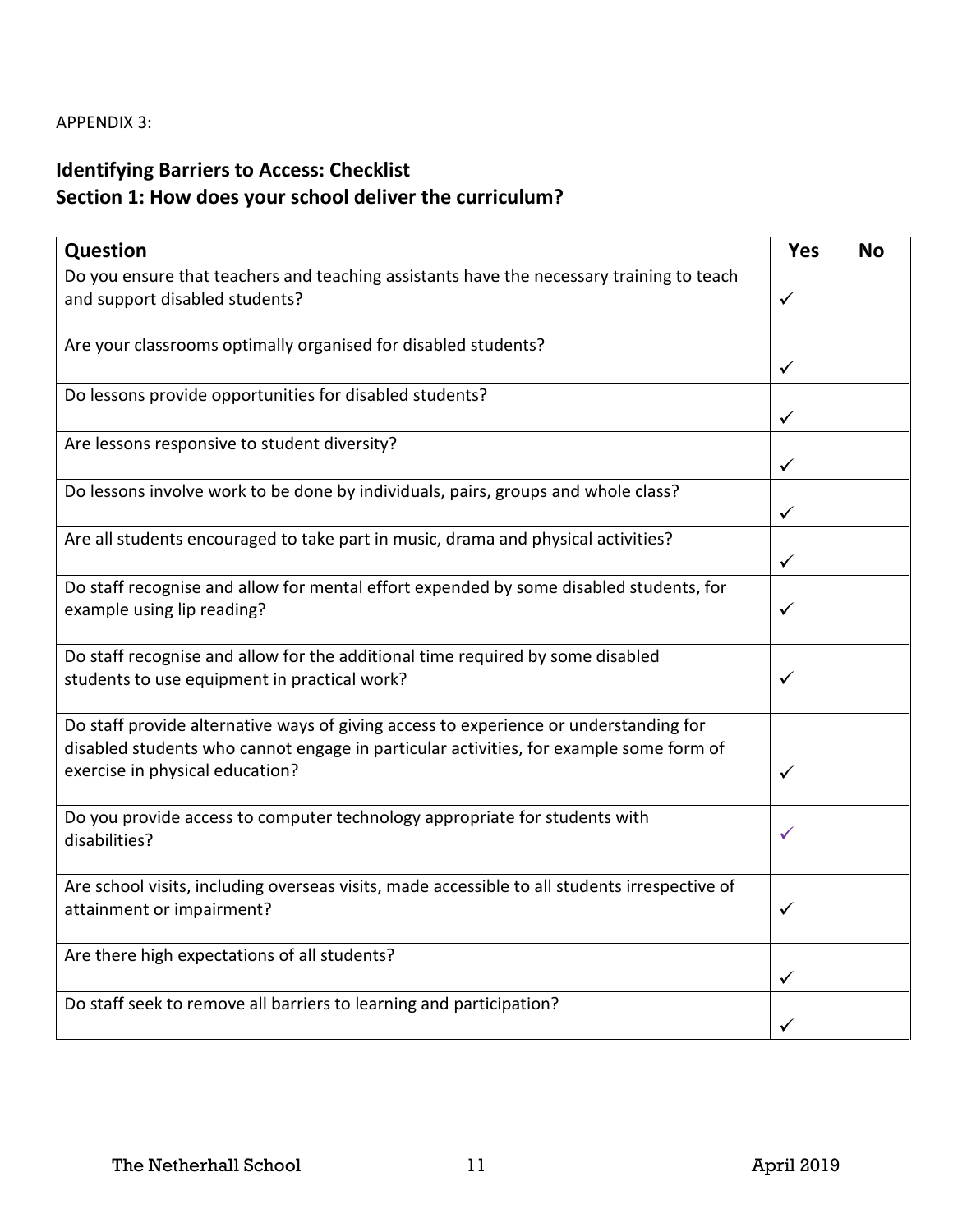APPENDIX 3:

## Identifying Barriers to Access: Checklist
## Section 1: How does your school deliver the curriculum?

| Question | Yes | No |
|---|---|---|
| Do you ensure that teachers and teaching assistants have the necessary training to teach and support disabled students? | ✓ | |
| Are your classrooms optimally organised for disabled students? | ✓ | |
| Do lessons provide opportunities for disabled students? | ✓ | |
| Are lessons responsive to student diversity? | ✓ | |
| Do lessons involve work to be done by individuals, pairs, groups and whole class? | ✓ | |
| Are all students encouraged to take part in music, drama and physical activities? | ✓ | |
| Do staff recognise and allow for mental effort expended by some disabled students, for example using lip reading? | ✓ | |
| Do staff recognise and allow for the additional time required by some disabled students to use equipment in practical work? | ✓ | |
| Do staff provide alternative ways of giving access to experience or understanding for disabled students who cannot engage in particular activities, for example some form of exercise in physical education? | ✓ | |
| Do you provide access to computer technology appropriate for students with disabilities? | ✓ | |
| Are school visits, including overseas visits, made accessible to all students irrespective of attainment or impairment? | ✓ | |
| Are there high expectations of all students? | ✓ | |
| Do staff seek to remove all barriers to learning and participation? | ✓ | |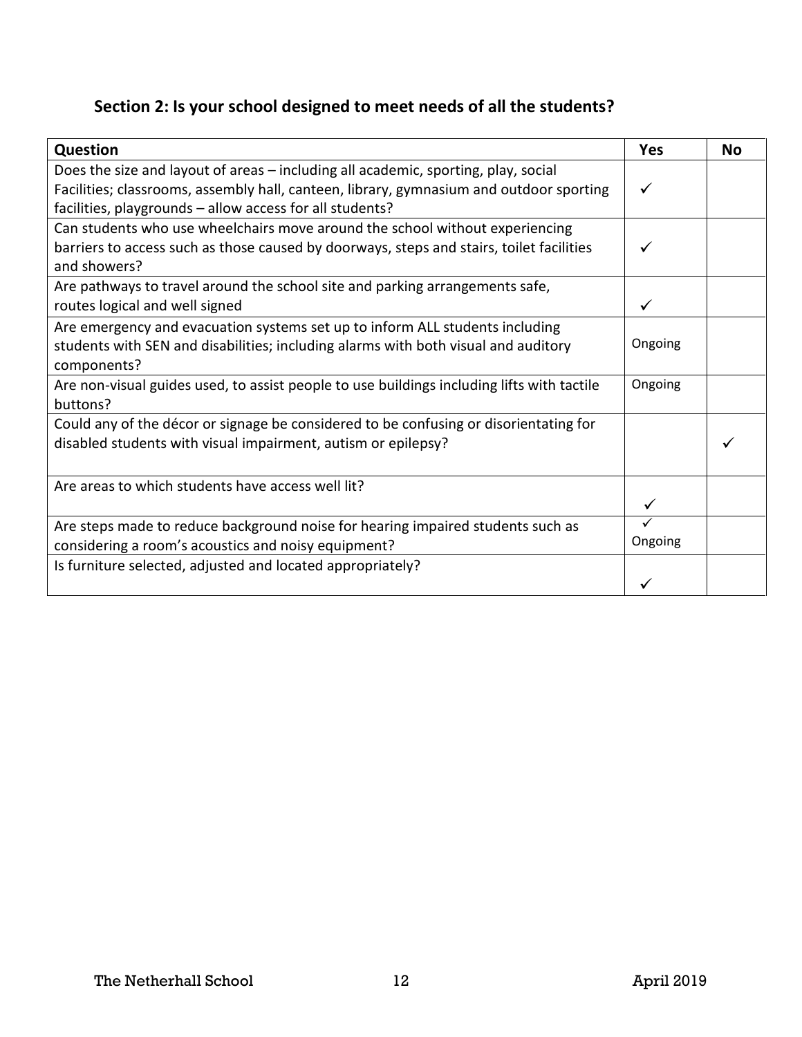## Section 2: Is your school designed to meet needs of all the students?

| Question | Yes | No |
|---|---|---|
| Does the size and layout of areas – including all academic, sporting, play, social Facilities; classrooms, assembly hall, canteen, library, gymnasium and outdoor sporting facilities, playgrounds – allow access for all students? | ✓ | |
| Can students who use wheelchairs move around the school without experiencing barriers to access such as those caused by doorways, steps and stairs, toilet facilities and showers? | ✓ | |
| Are pathways to travel around the school site and parking arrangements safe, routes logical and well signed | ✓ | |
| Are emergency and evacuation systems set up to inform ALL students including students with SEN and disabilities; including alarms with both visual and auditory components? | Ongoing | |
| Are non-visual guides used, to assist people to use buildings including lifts with tactile buttons? | Ongoing | |
| Could any of the décor or signage be considered to be confusing or disorientating for disabled students with visual impairment, autism or epilepsy? | | ✓ |
| Are areas to which students have access well lit? | ✓ | |
| Are steps made to reduce background noise for hearing impaired students such as considering a room's acoustics and noisy equipment? | ✓ Ongoing | |
| Is furniture selected, adjusted and located appropriately? | ✓ | |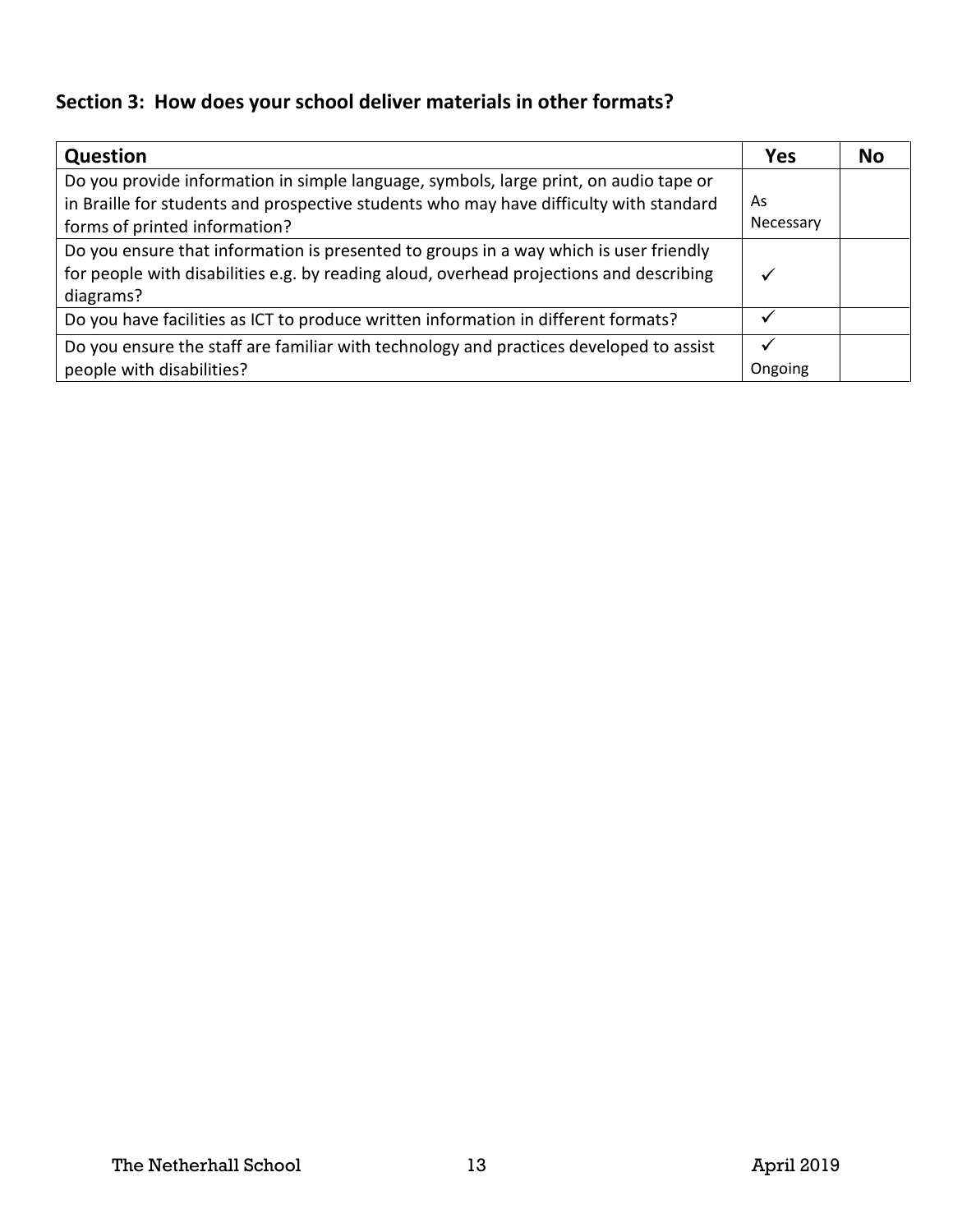## Section 3: How does your school deliver materials in other formats?

| Question | Yes | No |
|---|---|---|
| Do you provide information in simple language, symbols, large print, on audio tape or in Braille for students and prospective students who may have difficulty with standard forms of printed information? | As Necessary | |
| Do you ensure that information is presented to groups in a way which is user friendly for people with disabilities e.g. by reading aloud, overhead projections and describing diagrams? | ✓ | |
| Do you have facilities as ICT to produce written information in different formats? | ✓ | |
| Do you ensure the staff are familiar with technology and practices developed to assist people with disabilities? | ✓ Ongoing | |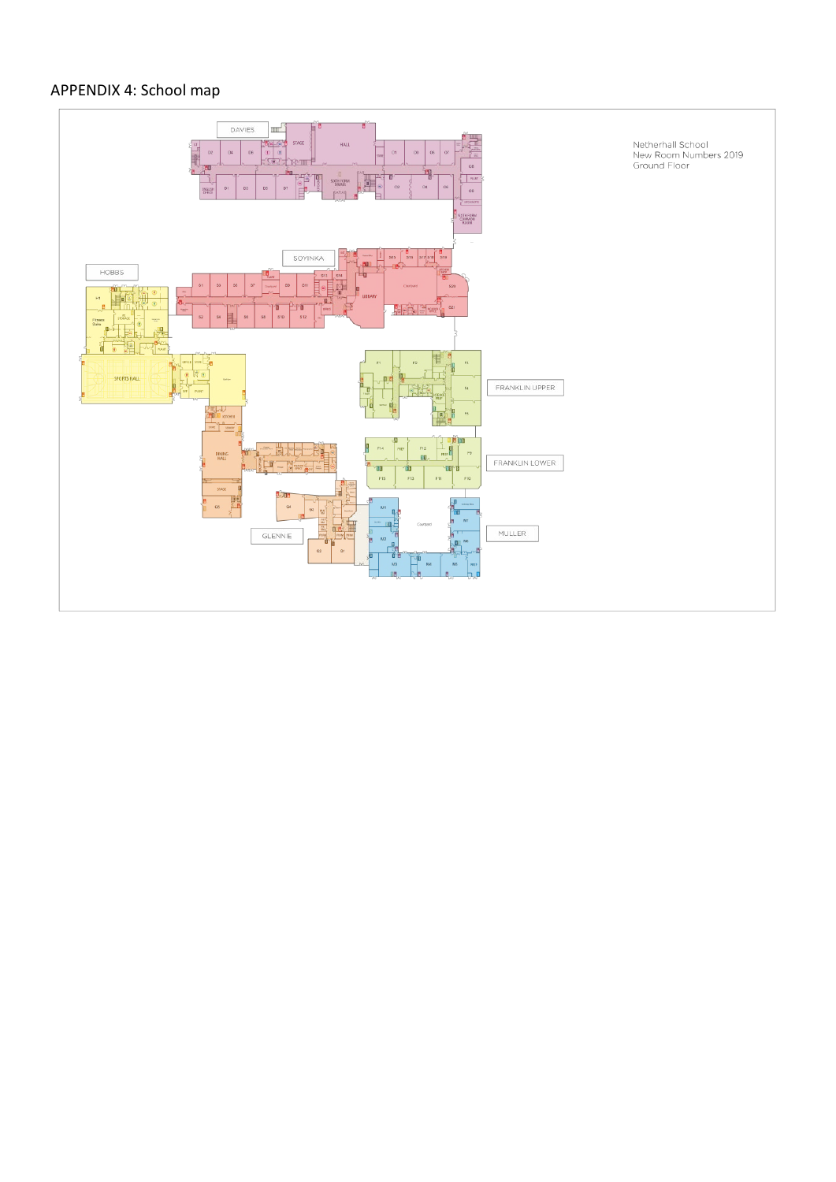# APPENDIX 4: School map

Netherhall School
New Room Numbers 2019
Ground Floor

DAVIES

SOYINKA

HOBBS

FRANKLIN UPPER

FRANKLIN LOWER

GLENNIE

MULLER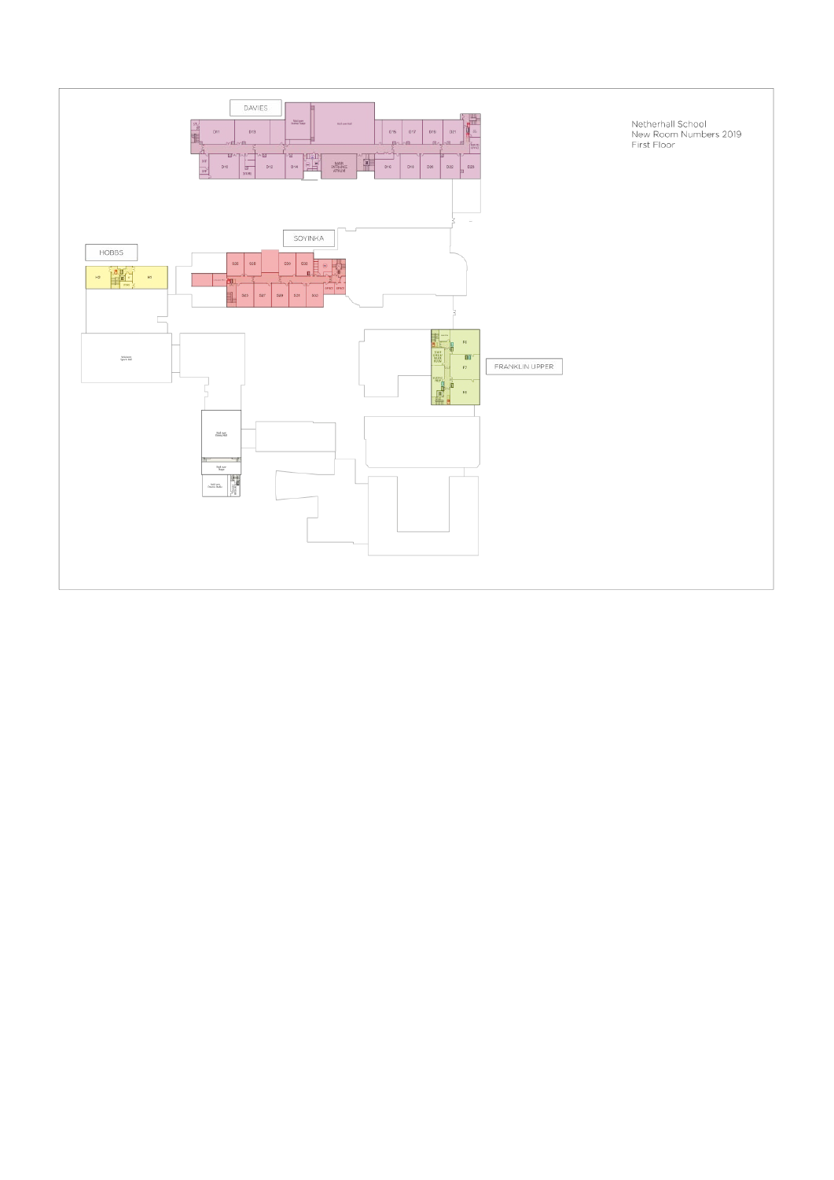Netherhall School
New Room Numbers 2019
First Floor

DAVIES

D11
D13
D15
D17
D19
D21
D10
D12
D14
D16
D18
D20
D22

SOYINKA

S26
S28
S30
S32
S23
S27
S29
S31
S33

HOBBS

H0
H1

FRANKLIN UPPER

F1
F3
F5